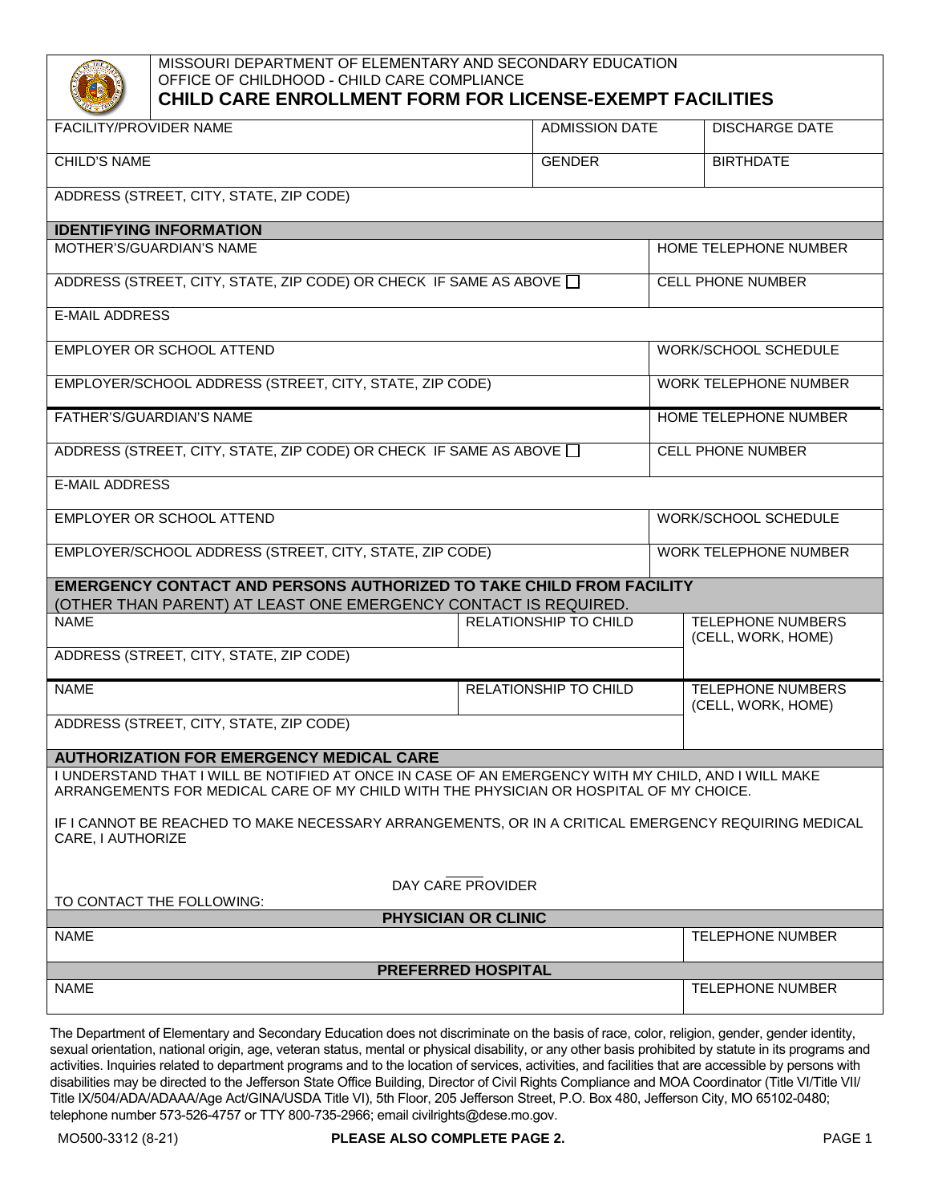MISSOURI DEPARTMENT OF ELEMENTARY AND SECONDARY EDUCATION
OFFICE OF CHILDHOOD - CHILD CARE COMPLIANCE

# CHILD CARE ENROLLMENT FORM FOR LICENSE-EXEMPT FACILITIES

| FACILITY/PROVIDER NAME | ADMISSION DATE | DISCHARGE DATE |
|---|---|---|
| CHILD'S NAME | GENDER | BIRTHDATE |
| ADDRESS (STREET, CITY, STATE, ZIP CODE) | | |

## IDENTIFYING INFORMATION

| MOTHER'S/GUARDIAN'S NAME | HOME TELEPHONE NUMBER |
|---|---|
| ADDRESS (STREET, CITY, STATE, ZIP CODE) OR CHECK IF SAME AS ABOVE ☐ | CELL PHONE NUMBER |
| E-MAIL ADDRESS | |
| EMPLOYER OR SCHOOL ATTEND | WORK/SCHOOL SCHEDULE |
| EMPLOYER/SCHOOL ADDRESS (STREET, CITY, STATE, ZIP CODE) | WORK TELEPHONE NUMBER |
| FATHER'S/GUARDIAN'S NAME | HOME TELEPHONE NUMBER |
| ADDRESS (STREET, CITY, STATE, ZIP CODE) OR CHECK IF SAME AS ABOVE ☐ | CELL PHONE NUMBER |
| E-MAIL ADDRESS | |
| EMPLOYER OR SCHOOL ATTEND | WORK/SCHOOL SCHEDULE |
| EMPLOYER/SCHOOL ADDRESS (STREET, CITY, STATE, ZIP CODE) | WORK TELEPHONE NUMBER |

## EMERGENCY CONTACT AND PERSONS AUTHORIZED TO TAKE CHILD FROM FACILITY

(OTHER THAN PARENT) AT LEAST ONE EMERGENCY CONTACT IS REQUIRED.

| NAME | RELATIONSHIP TO CHILD | TELEPHONE NUMBERS (CELL, WORK, HOME) |
|---|---|---|
| ADDRESS (STREET, CITY, STATE, ZIP CODE) | | |
| NAME | RELATIONSHIP TO CHILD | TELEPHONE NUMBERS (CELL, WORK, HOME) |
| ADDRESS (STREET, CITY, STATE, ZIP CODE) | | |

## AUTHORIZATION FOR EMERGENCY MEDICAL CARE

I UNDERSTAND THAT I WILL BE NOTIFIED AT ONCE IN CASE OF AN EMERGENCY WITH MY CHILD, AND I WILL MAKE ARRANGEMENTS FOR MEDICAL CARE OF MY CHILD WITH THE PHYSICIAN OR HOSPITAL OF MY CHOICE.

IF I CANNOT BE REACHED TO MAKE NECESSARY ARRANGEMENTS, OR IN A CRITICAL EMERGENCY REQUIRING MEDICAL CARE, I AUTHORIZE

DAY CARE PROVIDER

TO CONTACT THE FOLLOWING:

### PHYSICIAN OR CLINIC

| NAME | TELEPHONE NUMBER |
|---|---|
| | |

### PREFERRED HOSPITAL

| NAME | TELEPHONE NUMBER |
|---|---|
| | |

The Department of Elementary and Secondary Education does not discriminate on the basis of race, color, religion, gender, gender identity, sexual orientation, national origin, age, veteran status, mental or physical disability, or any other basis prohibited by statute in its programs and activities. Inquiries related to department programs and to the location of services, activities, and facilities that are accessible by persons with disabilities may be directed to the Jefferson State Office Building, Director of Civil Rights Compliance and MOA Coordinator (Title VI/Title VII/ Title IX/504/ADA/ADAAA/Age Act/GINA/USDA Title VI), 5th Floor, 205 Jefferson Street, P.O. Box 480, Jefferson City, MO 65102-0480; telephone number 573-526-4757 or TTY 800-735-2966; email civilrights@dese.mo.gov.

MO500-3312 (8-21) **PLEASE ALSO COMPLETE PAGE 2.**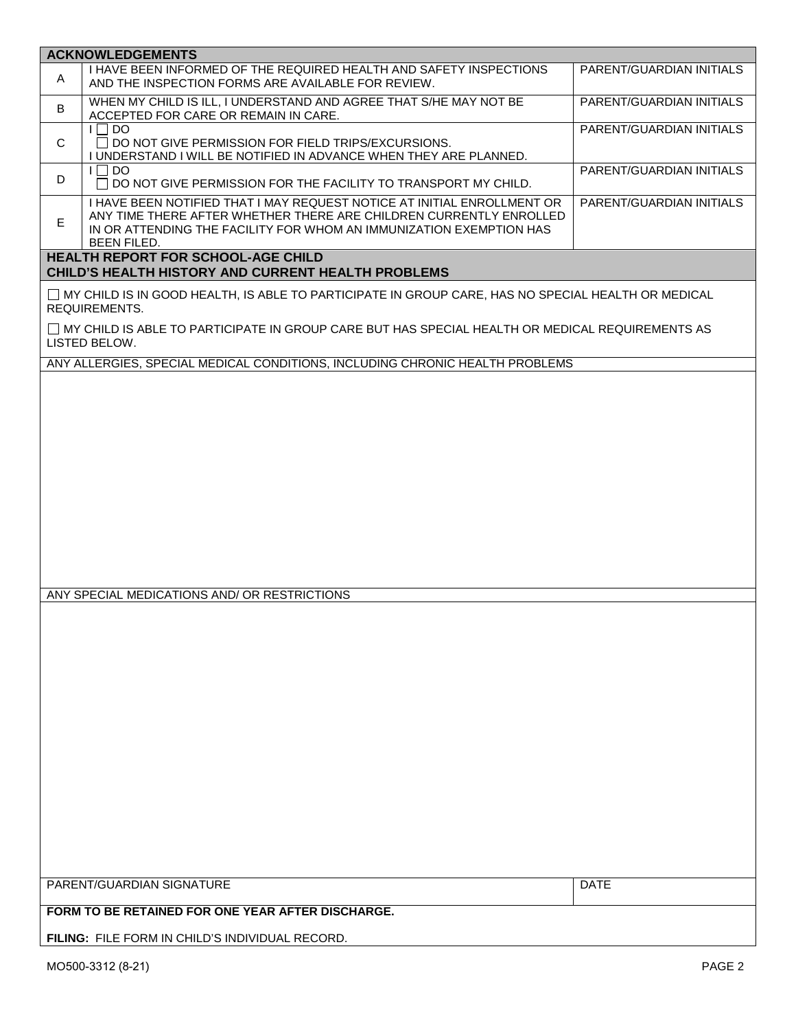| ACKNOWLEDGEMENTS | | |
| --- | --- | --- |
| A | I HAVE BEEN INFORMED OF THE REQUIRED HEALTH AND SAFETY INSPECTIONS AND THE INSPECTION FORMS ARE AVAILABLE FOR REVIEW. | PARENT/GUARDIAN INITIALS |
| B | WHEN MY CHILD IS ILL, I UNDERSTAND AND AGREE THAT S/HE MAY NOT BE ACCEPTED FOR CARE OR REMAIN IN CARE. | PARENT/GUARDIAN INITIALS |
| C | I ☐ DO<br>☐ DO NOT GIVE PERMISSION FOR FIELD TRIPS/EXCURSIONS.<br>I UNDERSTAND I WILL BE NOTIFIED IN ADVANCE WHEN THEY ARE PLANNED. | PARENT/GUARDIAN INITIALS |
| D | I ☐ DO<br>☐ DO NOT GIVE PERMISSION FOR THE FACILITY TO TRANSPORT MY CHILD. | PARENT/GUARDIAN INITIALS |
| E | I HAVE BEEN NOTIFIED THAT I MAY REQUEST NOTICE AT INITIAL ENROLLMENT OR ANY TIME THERE AFTER WHETHER THERE ARE CHILDREN CURRENTLY ENROLLED IN OR ATTENDING THE FACILITY FOR WHOM AN IMMUNIZATION EXEMPTION HAS BEEN FILED. | PARENT/GUARDIAN INITIALS |

## HEALTH REPORT FOR SCHOOL-AGE CHILD

### CHILD'S HEALTH HISTORY AND CURRENT HEALTH PROBLEMS

☐ MY CHILD IS IN GOOD HEALTH, IS ABLE TO PARTICIPATE IN GROUP CARE, HAS NO SPECIAL HEALTH OR MEDICAL REQUIREMENTS.

☐ MY CHILD IS ABLE TO PARTICIPATE IN GROUP CARE BUT HAS SPECIAL HEALTH OR MEDICAL REQUIREMENTS AS LISTED BELOW.

ANY ALLERGIES, SPECIAL MEDICAL CONDITIONS, INCLUDING CHRONIC HEALTH PROBLEMS

ANY SPECIAL MEDICATIONS AND/ OR RESTRICTIONS

| PARENT/GUARDIAN SIGNATURE | DATE |
| --- | --- |
| | |

**FORM TO BE RETAINED FOR ONE YEAR AFTER DISCHARGE.**

**FILING:** FILE FORM IN CHILD'S INDIVIDUAL RECORD.

MO500-3312 (8-21)